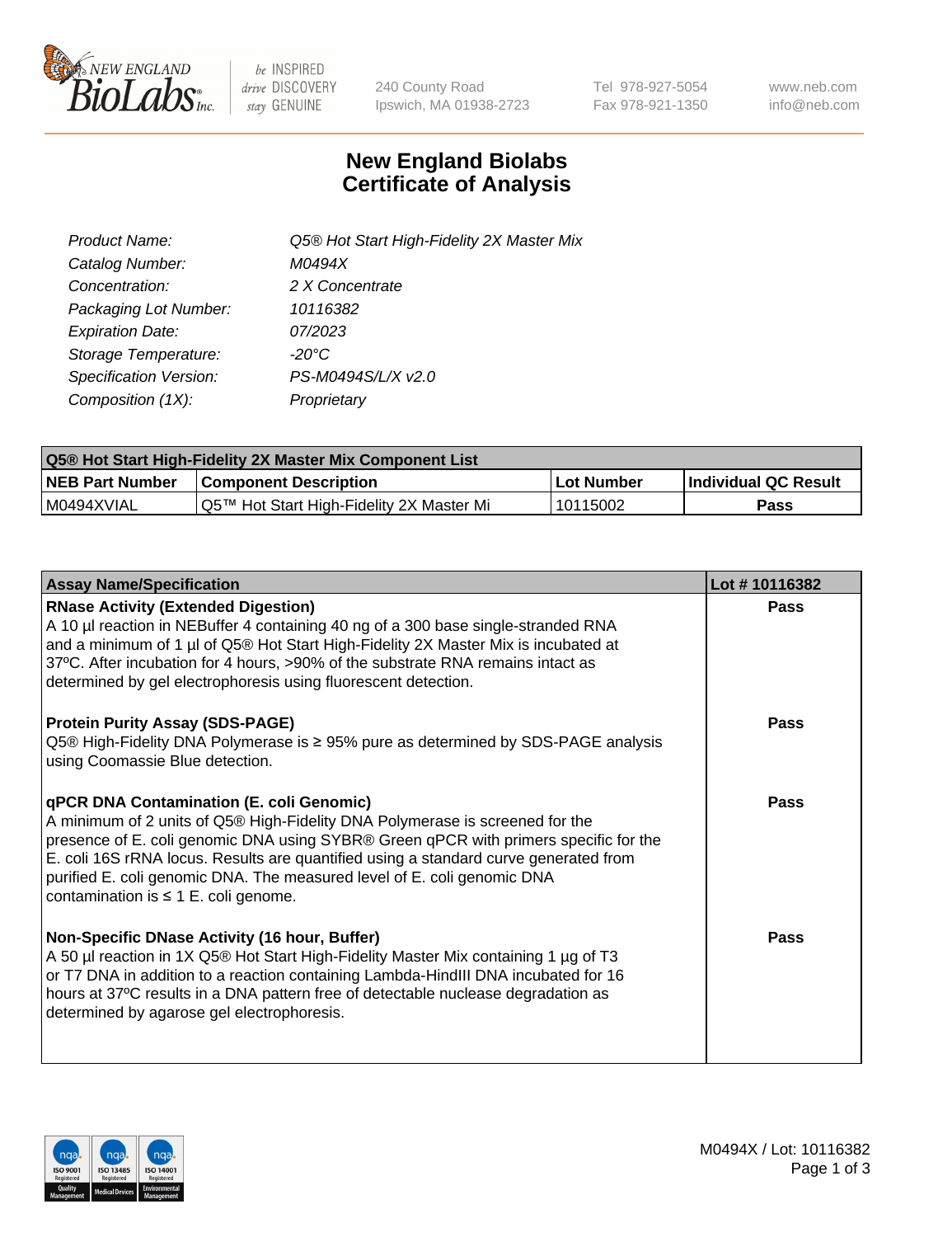New England BioLabs Inc. — be INSPIRED drive DISCOVERY stay GENUINE

240 County Road
Ipswich, MA 01938-2723

Tel 978-927-5054
Fax 978-921-1350

www.neb.com
info@neb.com

# New England Biolabs
# Certificate of Analysis

| | |
|---|---|
| *Product Name:* | *Q5® Hot Start High-Fidelity 2X Master Mix* |
| *Catalog Number:* | *M0494X* |
| *Concentration:* | *2 X Concentrate* |
| *Packaging Lot Number:* | *10116382* |
| *Expiration Date:* | *07/2023* |
| *Storage Temperature:* | *-20°C* |
| *Specification Version:* | *PS-M0494S/L/X v2.0* |
| *Composition (1X):* | *Proprietary* |

| **Q5® Hot Start High-Fidelity 2X Master Mix Component List** | | | |
|---|---|---|---|
| **NEB Part Number** | **Component Description** | **Lot Number** | **Individual QC Result** |
| M0494XVIAL | Q5™ Hot Start High-Fidelity 2X Master Mi | 10115002 | **Pass** |

| **Assay Name/Specification** | **Lot # 10116382** |
|---|---|
| **RNase Activity (Extended Digestion)**<br>A 10 µl reaction in NEBuffer 4 containing 40 ng of a 300 base single-stranded RNA and a minimum of 1 µl of Q5® Hot Start High-Fidelity 2X Master Mix is incubated at 37ºC. After incubation for 4 hours, >90% of the substrate RNA remains intact as determined by gel electrophoresis using fluorescent detection. | **Pass** |
| **Protein Purity Assay (SDS-PAGE)**<br>Q5® High-Fidelity DNA Polymerase is ≥ 95% pure as determined by SDS-PAGE analysis using Coomassie Blue detection. | **Pass** |
| **qPCR DNA Contamination (E. coli Genomic)**<br>A minimum of 2 units of Q5® High-Fidelity DNA Polymerase is screened for the presence of E. coli genomic DNA using SYBR® Green qPCR with primers specific for the E. coli 16S rRNA locus. Results are quantified using a standard curve generated from purified E. coli genomic DNA. The measured level of E. coli genomic DNA contamination is ≤ 1 E. coli genome. | **Pass** |
| **Non-Specific DNase Activity (16 hour, Buffer)**<br>A 50 µl reaction in 1X Q5® Hot Start High-Fidelity Master Mix containing 1 µg of T3 or T7 DNA in addition to a reaction containing Lambda-HindIII DNA incubated for 16 hours at 37ºC results in a DNA pattern free of detectable nuclease degradation as determined by agarose gel electrophoresis. | **Pass** |

M0494X / Lot: 10116382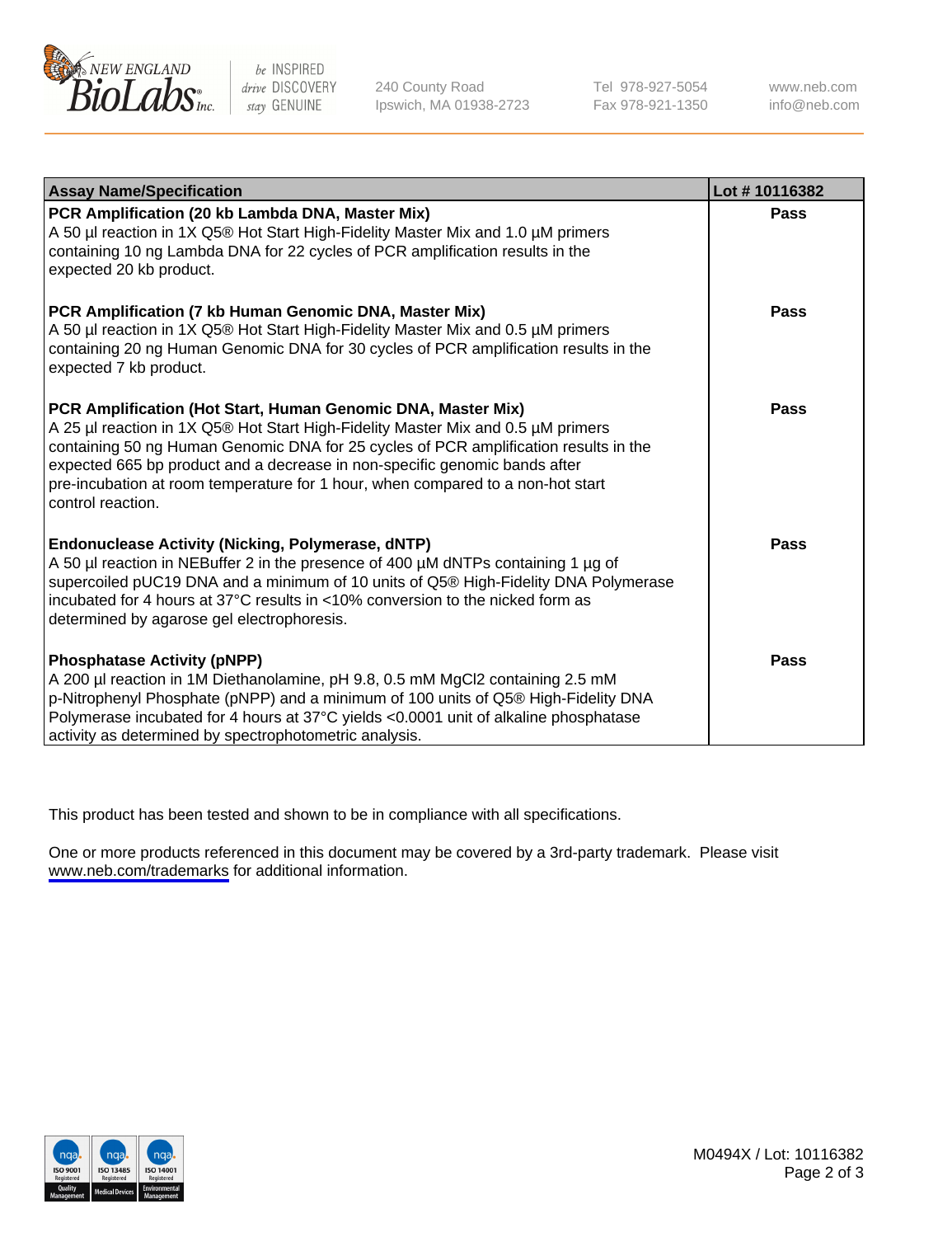| Assay Name/Specification | Lot # 10116382 |
|---|---|
| **PCR Amplification (20 kb Lambda DNA, Master Mix)**<br>A 50 µl reaction in 1X Q5® Hot Start High-Fidelity Master Mix and 1.0 µM primers containing 10 ng Lambda DNA for 22 cycles of PCR amplification results in the expected 20 kb product. | **Pass** |
| **PCR Amplification (7 kb Human Genomic DNA, Master Mix)**<br>A 50 µl reaction in 1X Q5® Hot Start High-Fidelity Master Mix and 0.5 µM primers containing 20 ng Human Genomic DNA for 30 cycles of PCR amplification results in the expected 7 kb product. | **Pass** |
| **PCR Amplification (Hot Start, Human Genomic DNA, Master Mix)**<br>A 25 µl reaction in 1X Q5® Hot Start High-Fidelity Master Mix and 0.5 µM primers containing 50 ng Human Genomic DNA for 25 cycles of PCR amplification results in the expected 665 bp product and a decrease in non-specific genomic bands after pre-incubation at room temperature for 1 hour, when compared to a non-hot start control reaction. | **Pass** |
| **Endonuclease Activity (Nicking, Polymerase, dNTP)**<br>A 50 µl reaction in NEBuffer 2 in the presence of 400 µM dNTPs containing 1 µg of supercoiled pUC19 DNA and a minimum of 10 units of Q5® High-Fidelity DNA Polymerase incubated for 4 hours at 37°C results in <10% conversion to the nicked form as determined by agarose gel electrophoresis. | **Pass** |
| **Phosphatase Activity (pNPP)**<br>A 200 µl reaction in 1M Diethanolamine, pH 9.8, 0.5 mM $MgCl_2$ containing 2.5 mM p-Nitrophenyl Phosphate (pNPP) and a minimum of 100 units of Q5® High-Fidelity DNA Polymerase incubated for 4 hours at 37°C yields <0.0001 unit of alkaline phosphatase activity as determined by spectrophotometric analysis. | **Pass** |

This product has been tested and shown to be in compliance with all specifications.

One or more products referenced in this document may be covered by a 3rd-party trademark. Please visit www.neb.com/trademarks for additional information.

M0494X / Lot: 10116382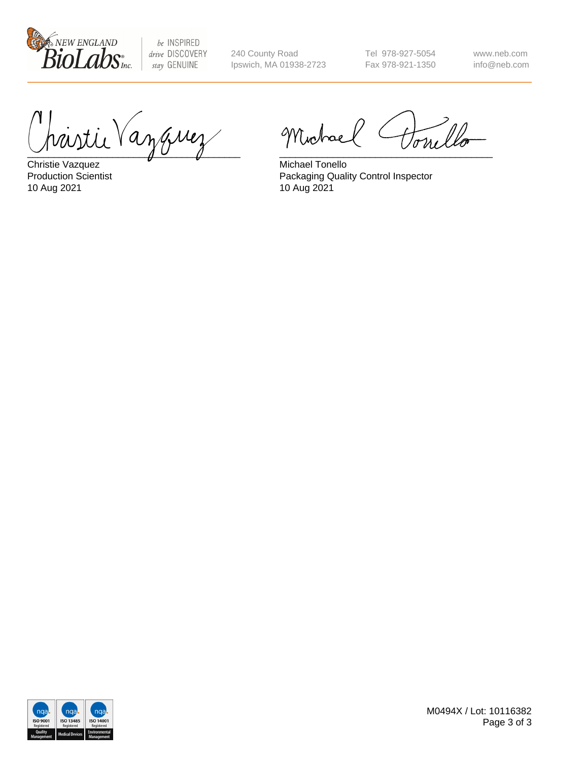Christie Vazquez
Production Scientist
10 Aug 2021

Michael Tonello
Packaging Quality Control Inspector
10 Aug 2021